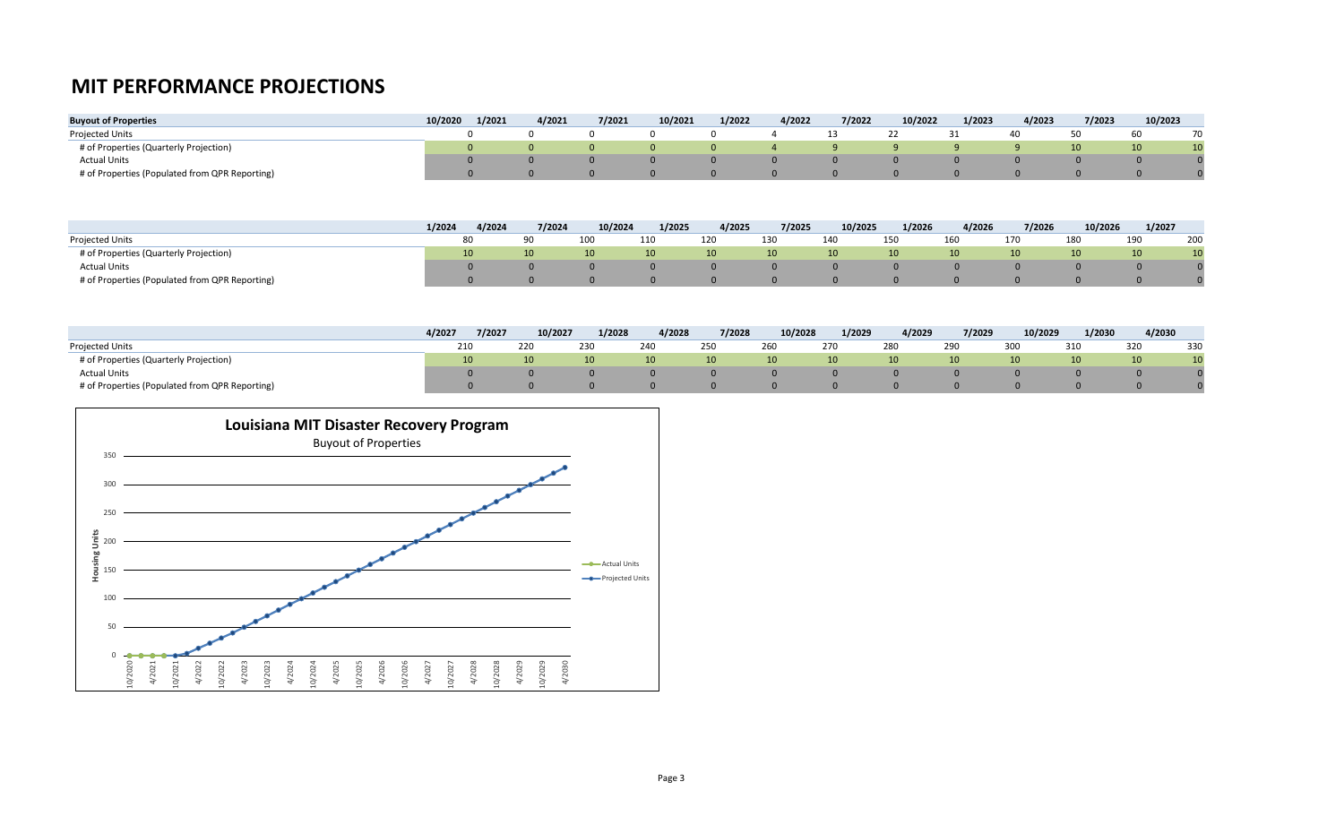# MIT PERFORMANCE PROJECTIONS

| Buyout of Properties | 10/2020 | 1/2021 | 4/2021 | 7/2021 | 10/2021 | 1/2022 | 4/2022 | 7/2022 | 10/2022 | 1/2023 | 4/2023 | 7/2023 | 10/2023 |
|---|---|---|---|---|---|---|---|---|---|---|---|---|---|
| Projected Units | 0 | 0 | 0 | 0 | 0 | 4 | 13 | 22 | 31 | 40 | 50 | 60 | 70 |
| # of Properties (Quarterly Projection) | 0 | 0 | 0 | 0 | 0 | 4 | 9 | 9 | 9 | 9 | 10 | 10 | 10 |
| Actual Units | 0 | 0 | 0 | 0 | 0 | 0 | 0 | 0 | 0 | 0 | 0 | 0 | 0 |
| # of Properties (Populated from QPR Reporting) | 0 | 0 | 0 | 0 | 0 | 0 | 0 | 0 | 0 | 0 | 0 | 0 | 0 |

| | 1/2024 | 4/2024 | 7/2024 | 10/2024 | 1/2025 | 4/2025 | 7/2025 | 10/2025 | 1/2026 | 4/2026 | 7/2026 | 10/2026 | 1/2027 |
|---|---|---|---|---|---|---|---|---|---|---|---|---|---|
| Projected Units | 80 | 90 | 100 | 110 | 120 | 130 | 140 | 150 | 160 | 170 | 180 | 190 | 200 |
| # of Properties (Quarterly Projection) | 10 | 10 | 10 | 10 | 10 | 10 | 10 | 10 | 10 | 10 | 10 | 10 | 10 |
| Actual Units | 0 | 0 | 0 | 0 | 0 | 0 | 0 | 0 | 0 | 0 | 0 | 0 | 0 |
| # of Properties (Populated from QPR Reporting) | 0 | 0 | 0 | 0 | 0 | 0 | 0 | 0 | 0 | 0 | 0 | 0 | 0 |

| | 4/2027 | 7/2027 | 10/2027 | 1/2028 | 4/2028 | 7/2028 | 10/2028 | 1/2029 | 4/2029 | 7/2029 | 10/2029 | 1/2030 | 4/2030 |
|---|---|---|---|---|---|---|---|---|---|---|---|---|---|
| Projected Units | 210 | 220 | 230 | 240 | 250 | 260 | 270 | 280 | 290 | 300 | 310 | 320 | 330 |
| # of Properties (Quarterly Projection) | 10 | 10 | 10 | 10 | 10 | 10 | 10 | 10 | 10 | 10 | 10 | 10 | 10 |
| Actual Units | 0 | 0 | 0 | 0 | 0 | 0 | 0 | 0 | 0 | 0 | 0 | 0 | 0 |
| # of Properties (Populated from QPR Reporting) | 0 | 0 | 0 | 0 | 0 | 0 | 0 | 0 | 0 | 0 | 0 | 0 | 0 |

**Louisiana MIT Disaster Recovery Program**

Buyout of Properties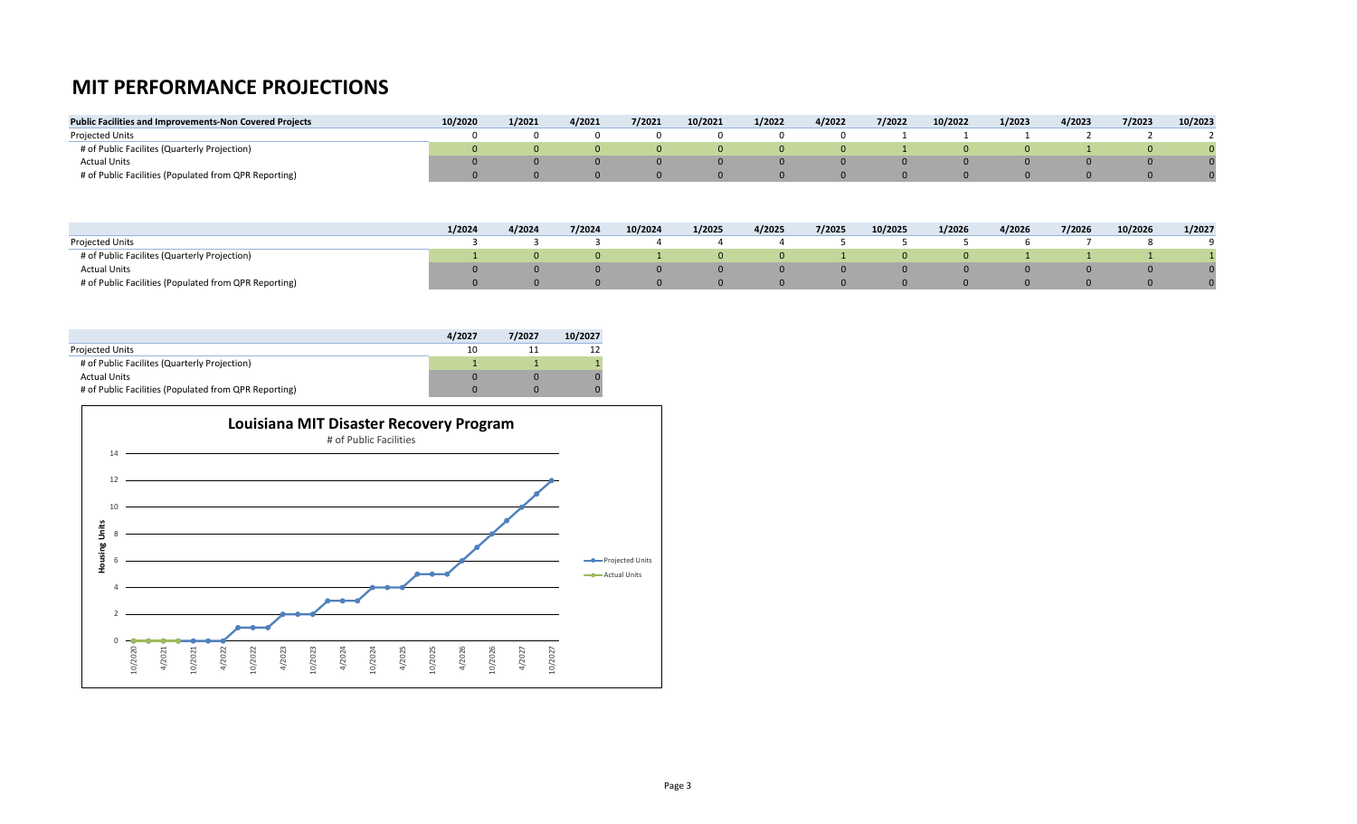# MIT PERFORMANCE PROJECTIONS

| Public Facilities and Improvements-Non Covered Projects | 10/2020 | 1/2021 | 4/2021 | 7/2021 | 10/2021 | 1/2022 | 4/2022 | 7/2022 | 10/2022 | 1/2023 | 4/2023 | 7/2023 | 10/2023 |
|---|---|---|---|---|---|---|---|---|---|---|---|---|---|
| Projected Units | 0 | 0 | 0 | 0 | 0 | 0 | 0 | 1 | 1 | 1 | 2 | 2 | 2 |
| # of Public Facilites (Quarterly Projection) | 0 | 0 | 0 | 0 | 0 | 0 | 0 | 1 | 0 | 0 | 1 | 0 | 0 |
| Actual Units | 0 | 0 | 0 | 0 | 0 | 0 | 0 | 0 | 0 | 0 | 0 | 0 | 0 |
| # of Public Facilities (Populated from QPR Reporting) | 0 | 0 | 0 | 0 | 0 | 0 | 0 | 0 | 0 | 0 | 0 | 0 | 0 |

| | 1/2024 | 4/2024 | 7/2024 | 10/2024 | 1/2025 | 4/2025 | 7/2025 | 10/2025 | 1/2026 | 4/2026 | 7/2026 | 10/2026 | 1/2027 |
|---|---|---|---|---|---|---|---|---|---|---|---|---|---|
| Projected Units | 3 | 3 | 3 | 4 | 4 | 4 | 5 | 5 | 5 | 6 | 7 | 8 | 9 |
| # of Public Facilites (Quarterly Projection) | 1 | 0 | 0 | 1 | 0 | 0 | 1 | 0 | 0 | 1 | 1 | 1 | 1 |
| Actual Units | 0 | 0 | 0 | 0 | 0 | 0 | 0 | 0 | 0 | 0 | 0 | 0 | 0 |
| # of Public Facilities (Populated from QPR Reporting) | 0 | 0 | 0 | 0 | 0 | 0 | 0 | 0 | 0 | 0 | 0 | 0 | 0 |

| | 4/2027 | 7/2027 | 10/2027 |
|---|---|---|---|
| Projected Units | 10 | 11 | 12 |
| # of Public Facilites (Quarterly Projection) | 1 | 1 | 1 |
| Actual Units | 0 | 0 | 0 |
| # of Public Facilities (Populated from QPR Reporting) | 0 | 0 | 0 |

**Louisiana MIT Disaster Recovery Program**

# of Public Facilities

Housing Units

Projected Units

Actual Units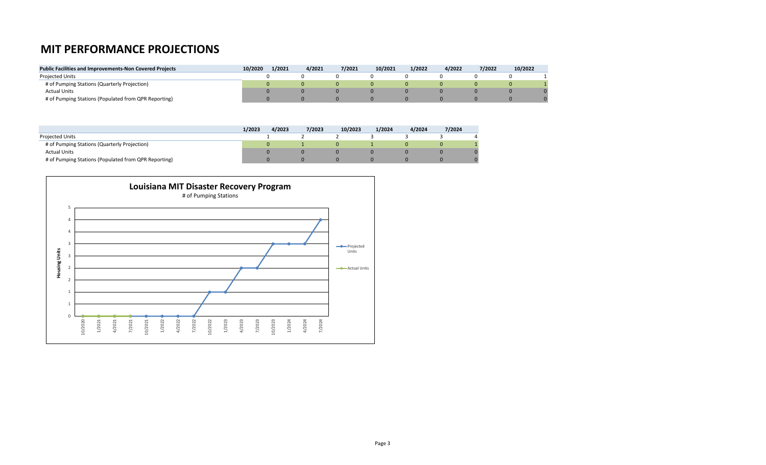# MIT PERFORMANCE PROJECTIONS

| Public Facilities and Improvements-Non Covered Projects | 10/2020 | 1/2021 | 4/2021 | 7/2021 | 10/2021 | 1/2022 | 4/2022 | 7/2022 | 10/2022 |
|---|---|---|---|---|---|---|---|---|---|
| Projected Units | 0 | 0 | 0 | 0 | 0 | 0 | 0 | 0 | 1 |
| # of Pumping Stations (Quarterly Projection) | 0 | 0 | 0 | 0 | 0 | 0 | 0 | 0 | 1 |
| Actual Units | 0 | 0 | 0 | 0 | 0 | 0 | 0 | 0 | 0 |
| # of Pumping Stations (Populated from QPR Reporting) | 0 | 0 | 0 | 0 | 0 | 0 | 0 | 0 | 0 |

| | 1/2023 | 4/2023 | 7/2023 | 10/2023 | 1/2024 | 4/2024 | 7/2024 |
|---|---|---|---|---|---|---|---|
| Projected Units | 1 | 2 | 2 | 3 | 3 | 3 | 4 |
| # of Pumping Stations (Quarterly Projection) | 0 | 1 | 0 | 1 | 0 | 0 | 1 |
| Actual Units | 0 | 0 | 0 | 0 | 0 | 0 | 0 |
| # of Pumping Stations (Populated from QPR Reporting) | 0 | 0 | 0 | 0 | 0 | 0 | 0 |

**Louisiana MIT Disaster Recovery Program**

# of Pumping Stations

Housing Units

5
4
4
3
3
2
2
1
1
0

10/2020 1/2021 4/2021 7/2021 10/2021 1/2022 4/2022 7/2022 10/2022 1/2023 4/2023 7/2023 10/2023 1/2024 4/2024 7/2024

Projected Units

Actual Units